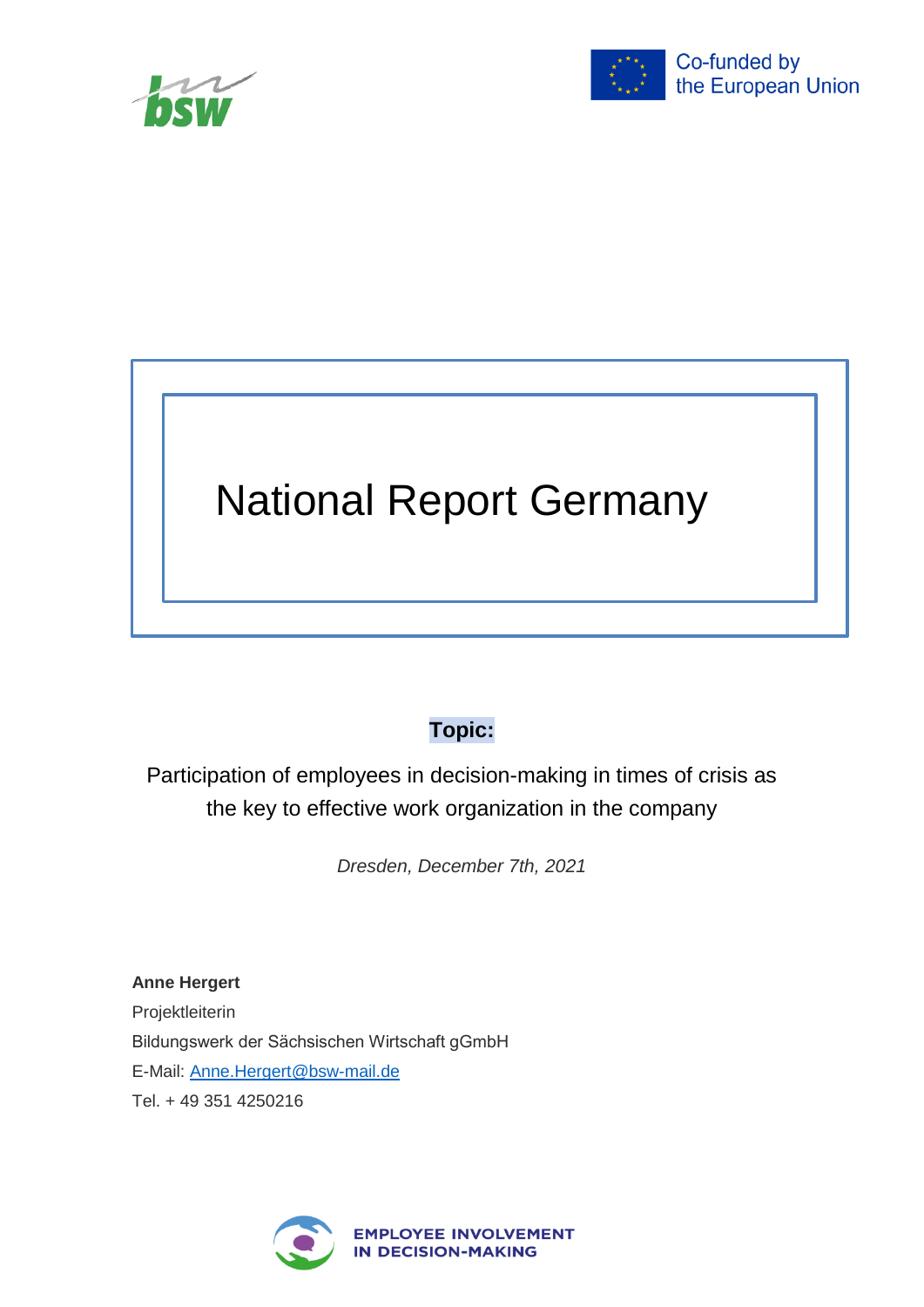bsw

Co-funded by the European Union

# National Report Germany

**Topic:**

Participation of employees in decision-making in times of crisis as the key to effective work organization in the company

*Dresden, December 7th, 2021*

**Anne Hergert**
Projektleiterin
Bildungswerk der Sächsischen Wirtschaft gGmbH
E-Mail: Anne.Hergert@bsw-mail.de
Tel. + 49 351 4250216

EMPLOYEE INVOLVEMENT IN DECISION-MAKING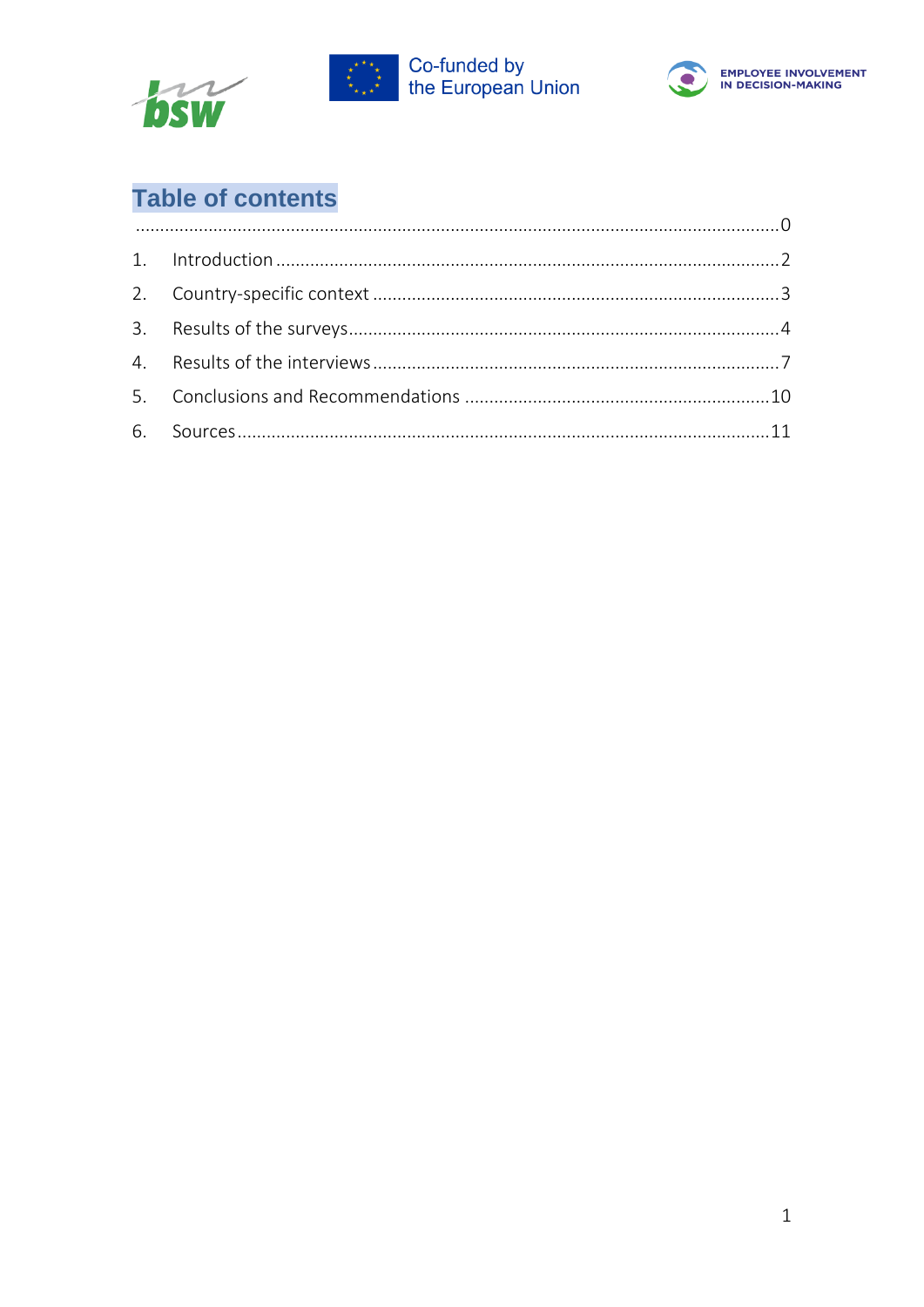# Table of contents

.................................................................................................................................0

1. Introduction .......................................................................................................2
2. Country-specific context ....................................................................................3
3. Results of the surveys........................................................................................4
4. Results of the interviews ....................................................................................7
5. Conclusions and Recommendations ...............................................................10
6. Sources.............................................................................................................11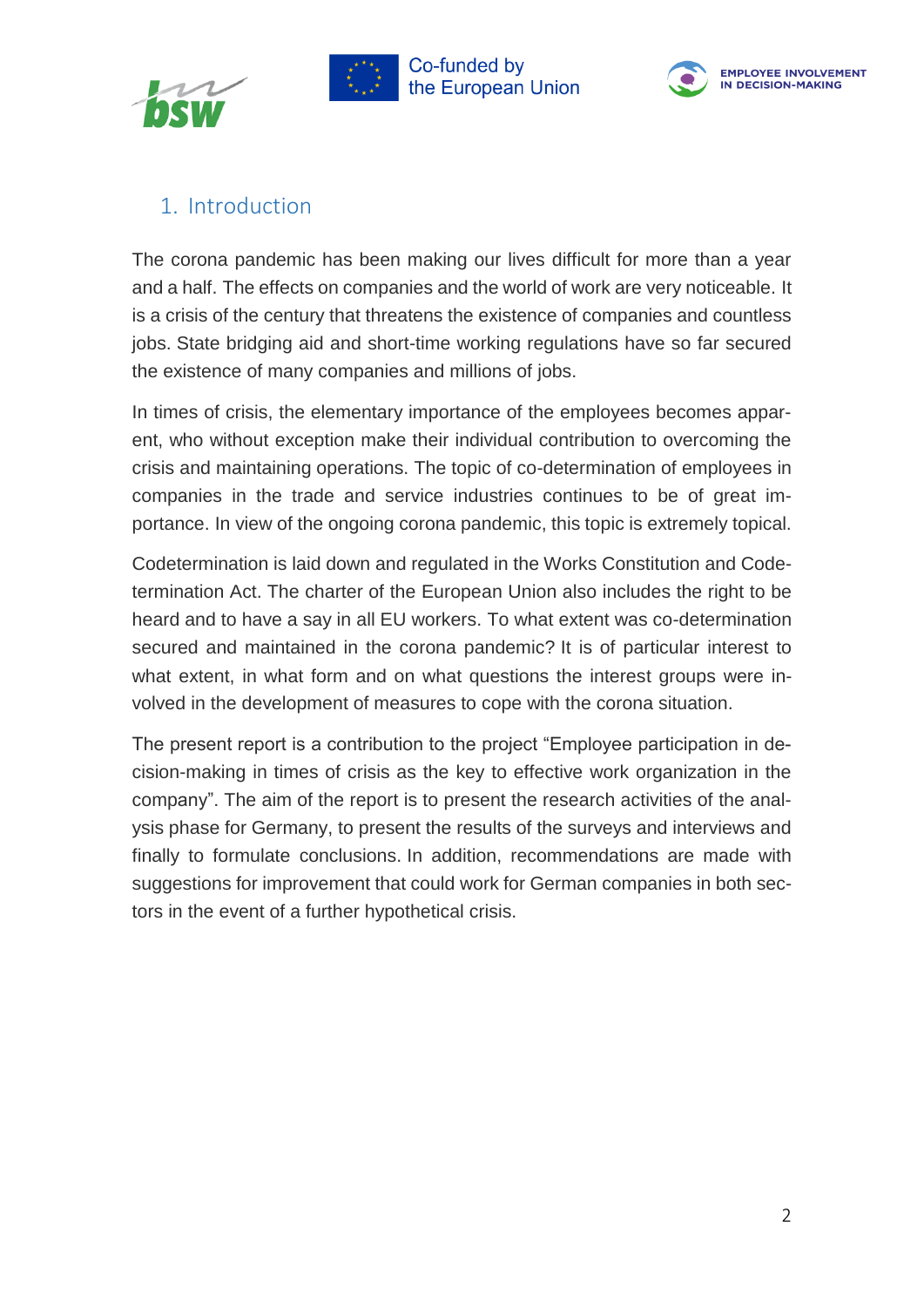# 1. Introduction

The corona pandemic has been making our lives difficult for more than a year and a half. The effects on companies and the world of work are very noticeable. It is a crisis of the century that threatens the existence of companies and countless jobs. State bridging aid and short-time working regulations have so far secured the existence of many companies and millions of jobs.

In times of crisis, the elementary importance of the employees becomes apparent, who without exception make their individual contribution to overcoming the crisis and maintaining operations. The topic of co-determination of employees in companies in the trade and service industries continues to be of great importance. In view of the ongoing corona pandemic, this topic is extremely topical.

Codetermination is laid down and regulated in the Works Constitution and Codetermination Act. The charter of the European Union also includes the right to be heard and to have a say in all EU workers. To what extent was co-determination secured and maintained in the corona pandemic? It is of particular interest to what extent, in what form and on what questions the interest groups were involved in the development of measures to cope with the corona situation.

The present report is a contribution to the project "Employee participation in decision-making in times of crisis as the key to effective work organization in the company". The aim of the report is to present the research activities of the analysis phase for Germany, to present the results of the surveys and interviews and finally to formulate conclusions. In addition, recommendations are made with suggestions for improvement that could work for German companies in both sectors in the event of a further hypothetical crisis.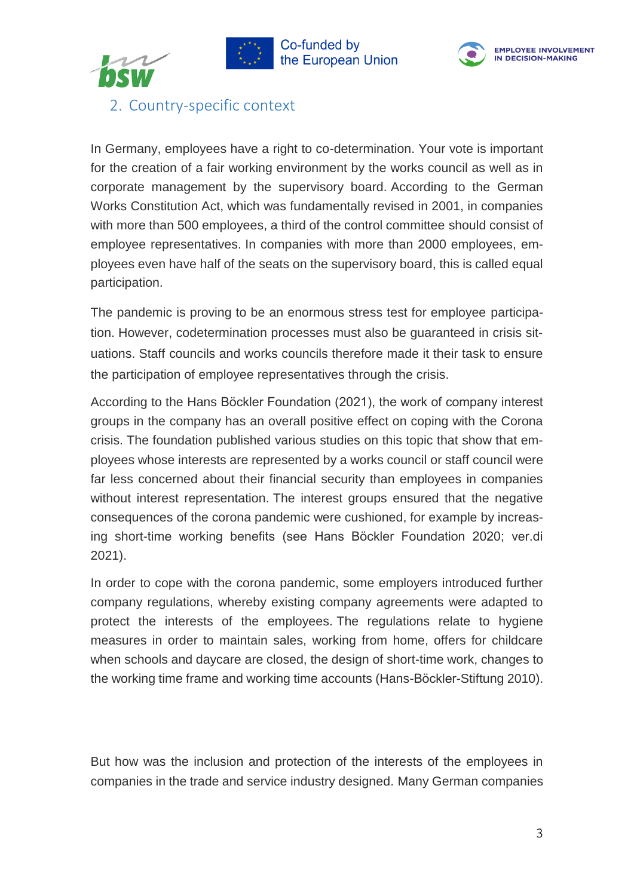## 2. Country-specific context

In Germany, employees have a right to co-determination. Your vote is important for the creation of a fair working environment by the works council as well as in corporate management by the supervisory board. According to the German Works Constitution Act, which was fundamentally revised in 2001, in companies with more than 500 employees, a third of the control committee should consist of employee representatives. In companies with more than 2000 employees, employees even have half of the seats on the supervisory board, this is called equal participation.

The pandemic is proving to be an enormous stress test for employee participation. However, codetermination processes must also be guaranteed in crisis situations. Staff councils and works councils therefore made it their task to ensure the participation of employee representatives through the crisis.

According to the Hans Böckler Foundation (2021), the work of company interest groups in the company has an overall positive effect on coping with the Corona crisis. The foundation published various studies on this topic that show that employees whose interests are represented by a works council or staff council were far less concerned about their financial security than employees in companies without interest representation. The interest groups ensured that the negative consequences of the corona pandemic were cushioned, for example by increasing short-time working benefits (see Hans Böckler Foundation 2020; ver.di 2021).

In order to cope with the corona pandemic, some employers introduced further company regulations, whereby existing company agreements were adapted to protect the interests of the employees. The regulations relate to hygiene measures in order to maintain sales, working from home, offers for childcare when schools and daycare are closed, the design of short-time work, changes to the working time frame and working time accounts (Hans-Böckler-Stiftung 2010).

But how was the inclusion and protection of the interests of the employees in companies in the trade and service industry designed. Many German companies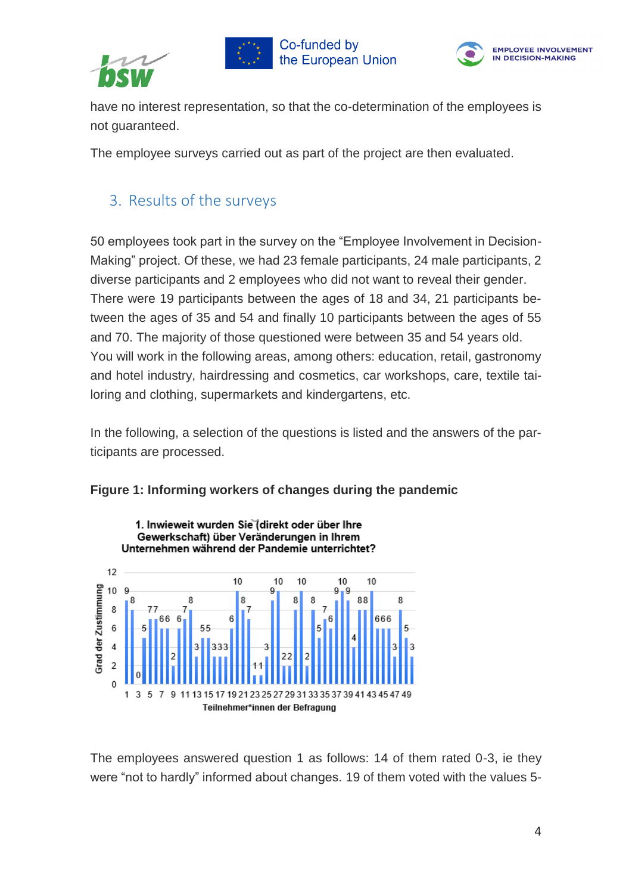have no interest representation, so that the co-determination of the employees is not guaranteed.

The employee surveys carried out as part of the project are then evaluated.

## 3. Results of the surveys

50 employees took part in the survey on the “Employee Involvement in Decision-Making” project. Of these, we had 23 female participants, 24 male participants, 2 diverse participants and 2 employees who did not want to reveal their gender. There were 19 participants between the ages of 18 and 34, 21 participants between the ages of 35 and 54 and finally 10 participants between the ages of 55 and 70. The majority of those questioned were between 35 and 54 years old. You will work in the following areas, among others: education, retail, gastronomy and hotel industry, hairdressing and cosmetics, car workshops, care, textile tailoring and clothing, supermarkets and kindergartens, etc.

In the following, a selection of the questions is listed and the answers of the participants are processed.

**Figure 1: Informing workers of changes during the pandemic**

**1. Inwieweit wurden Sie (direkt oder über Ihre Gewerkschaft) über Veränderungen in Ihrem Unternehmen während der Pandemie unterrichtet?**

Grad der Zustimmung

Teilnehmer*innen der Befragung

The employees answered question 1 as follows: 14 of them rated 0-3, ie they were “not to hardly” informed about changes. 19 of them voted with the values 5-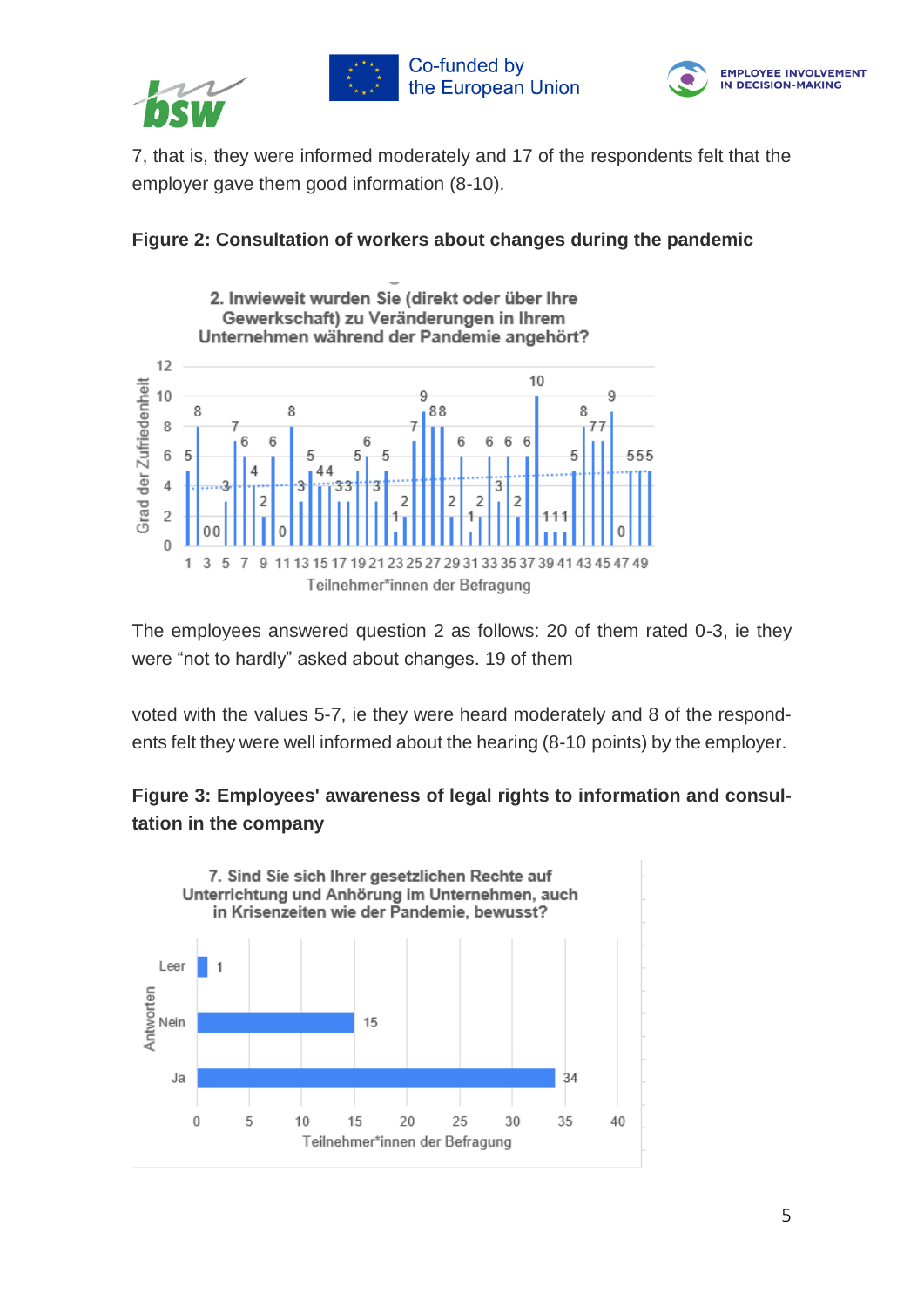7, that is, they were informed moderately and 17 of the respondents felt that the employer gave them good information (8-10).

**Figure 2: Consultation of workers about changes during the pandemic**

2. Inwieweit wurden Sie (direkt oder über Ihre Gewerkschaft) zu Veränderungen in Ihrem Unternehmen während der Pandemie angehört?

The employees answered question 2 as follows: 20 of them rated 0-3, ie they were "not to hardly" asked about changes. 19 of them

voted with the values 5-7, ie they were heard moderately and 8 of the respondents felt they were well informed about the hearing (8-10 points) by the employer.

**Figure 3: Employees' awareness of legal rights to information and consultation in the company**

7. Sind Sie sich Ihrer gesetzlichen Rechte auf Unterrichtung und Anhörung im Unternehmen, auch in Krisenzeiten wie der Pandemie, bewusst?

| Antworten | Teilnehmer*innen der Befragung |
|---|---|
| Leer | 1 |
| Nein | 15 |
| Ja | 34 |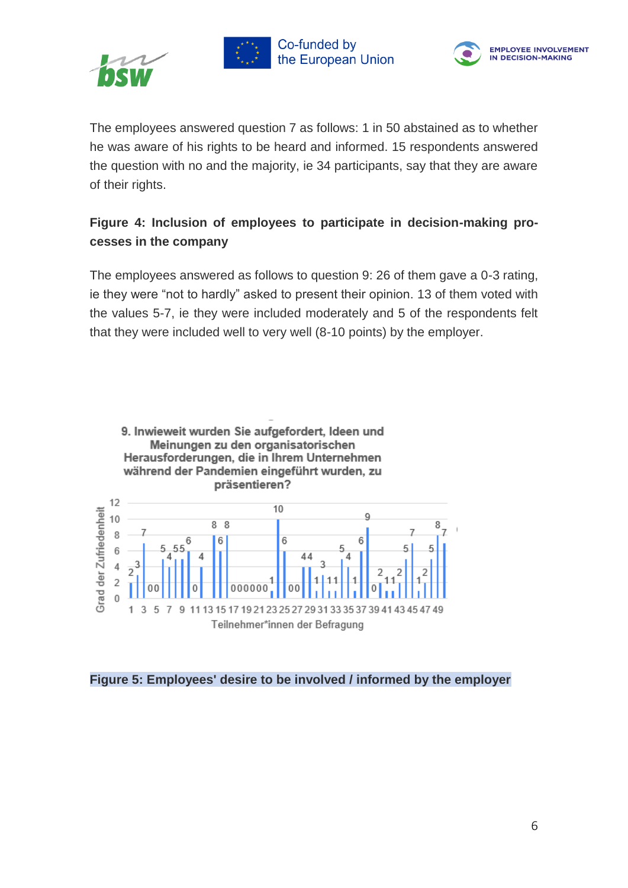The employees answered question 7 as follows: 1 in 50 abstained as to whether he was aware of his rights to be heard and informed. 15 respondents answered the question with no and the majority, ie 34 participants, say that they are aware of their rights.

**Figure 4: Inclusion of employees to participate in decision-making processes in the company**

The employees answered as follows to question 9: 26 of them gave a 0-3 rating, ie they were "not to hardly" asked to present their opinion. 13 of them voted with the values 5-7, ie they were included moderately and 5 of the respondents felt that they were included well to very well (8-10 points) by the employer.

**9. Inwieweit wurden Sie aufgefordert, Ideen und Meinungen zu den organisatorischen Herausforderungen, die in Ihrem Unternehmen während der Pandemien eingeführt wurden, zu präsentieren?**

Grad der Zufriedenheit

Teilnehmer*innen der Befragung

**Figure 5: Employees' desire to be involved / informed by the employer**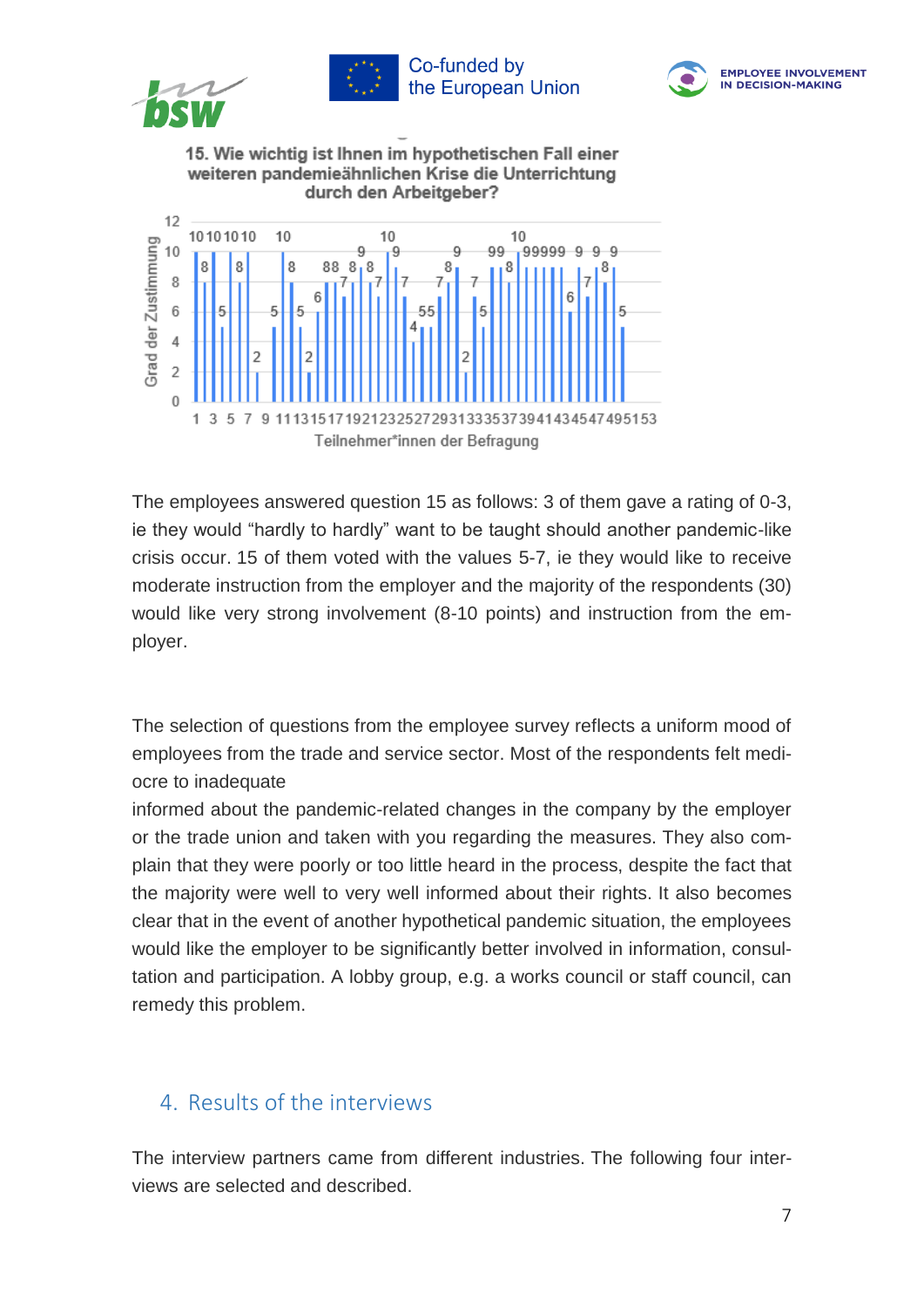15. Wie wichtig ist Ihnen im hypothetischen Fall einer weiteren pandemieähnlichen Krise die Unterrichtung durch den Arbeitgeber?

The employees answered question 15 as follows: 3 of them gave a rating of 0-3, ie they would "hardly to hardly" want to be taught should another pandemic-like crisis occur. 15 of them voted with the values 5-7, ie they would like to receive moderate instruction from the employer and the majority of the respondents (30) would like very strong involvement (8-10 points) and instruction from the employer.

The selection of questions from the employee survey reflects a uniform mood of employees from the trade and service sector. Most of the respondents felt mediocre to inadequate

informed about the pandemic-related changes in the company by the employer or the trade union and taken with you regarding the measures. They also complain that they were poorly or too little heard in the process, despite the fact that the majority were well to very well informed about their rights. It also becomes clear that in the event of another hypothetical pandemic situation, the employees would like the employer to be significantly better involved in information, consultation and participation. A lobby group, e.g. a works council or staff council, can remedy this problem.

## 4. Results of the interviews

The interview partners came from different industries. The following four interviews are selected and described.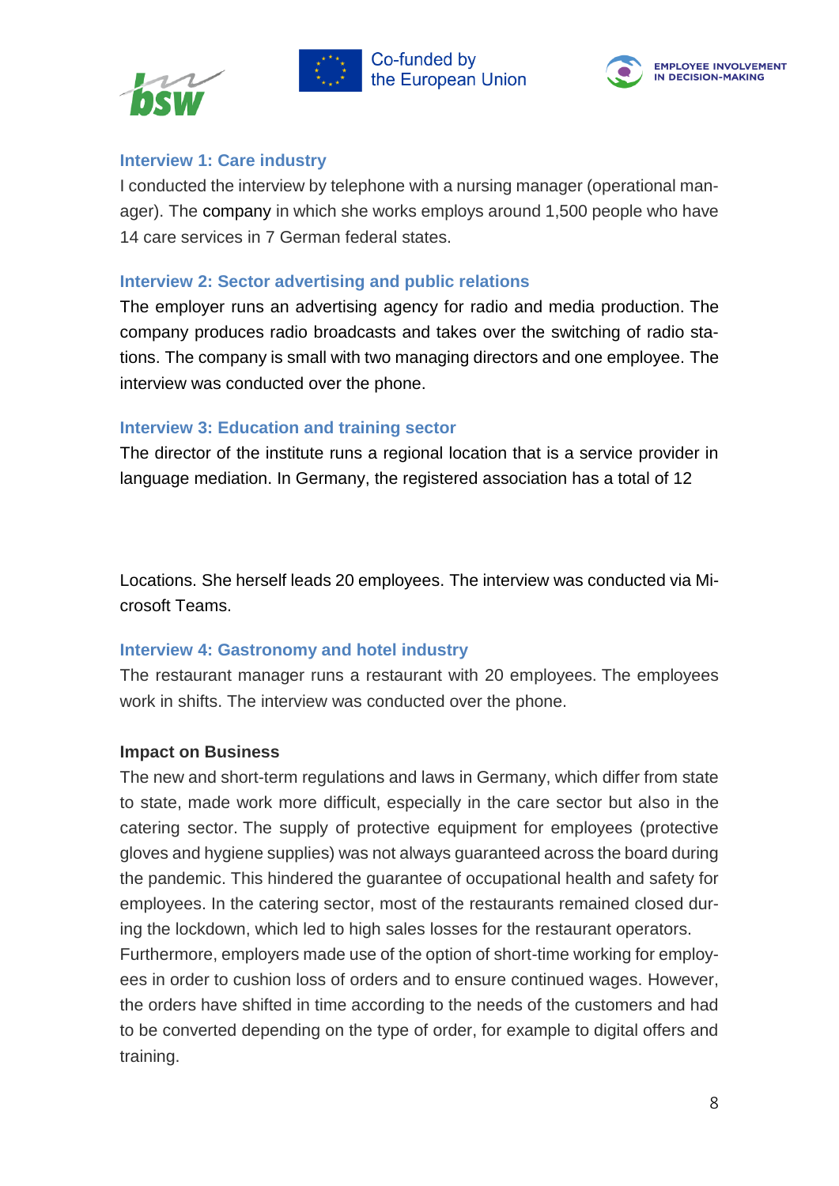### Interview 1: Care industry

I conducted the interview by telephone with a nursing manager (operational manager). The company in which she works employs around 1,500 people who have 14 care services in 7 German federal states.

### Interview 2: Sector advertising and public relations

The employer runs an advertising agency for radio and media production. The company produces radio broadcasts and takes over the switching of radio stations. The company is small with two managing directors and one employee. The interview was conducted over the phone.

### Interview 3: Education and training sector

The director of the institute runs a regional location that is a service provider in language mediation. In Germany, the registered association has a total of 12

Locations. She herself leads 20 employees. The interview was conducted via Microsoft Teams.

### Interview 4: Gastronomy and hotel industry

The restaurant manager runs a restaurant with 20 employees. The employees work in shifts. The interview was conducted over the phone.

**Impact on Business**

The new and short-term regulations and laws in Germany, which differ from state to state, made work more difficult, especially in the care sector but also in the catering sector. The supply of protective equipment for employees (protective gloves and hygiene supplies) was not always guaranteed across the board during the pandemic. This hindered the guarantee of occupational health and safety for employees. In the catering sector, most of the restaurants remained closed during the lockdown, which led to high sales losses for the restaurant operators.
Furthermore, employers made use of the option of short-time working for employees in order to cushion loss of orders and to ensure continued wages. However, the orders have shifted in time according to the needs of the customers and had to be converted depending on the type of order, for example to digital offers and training.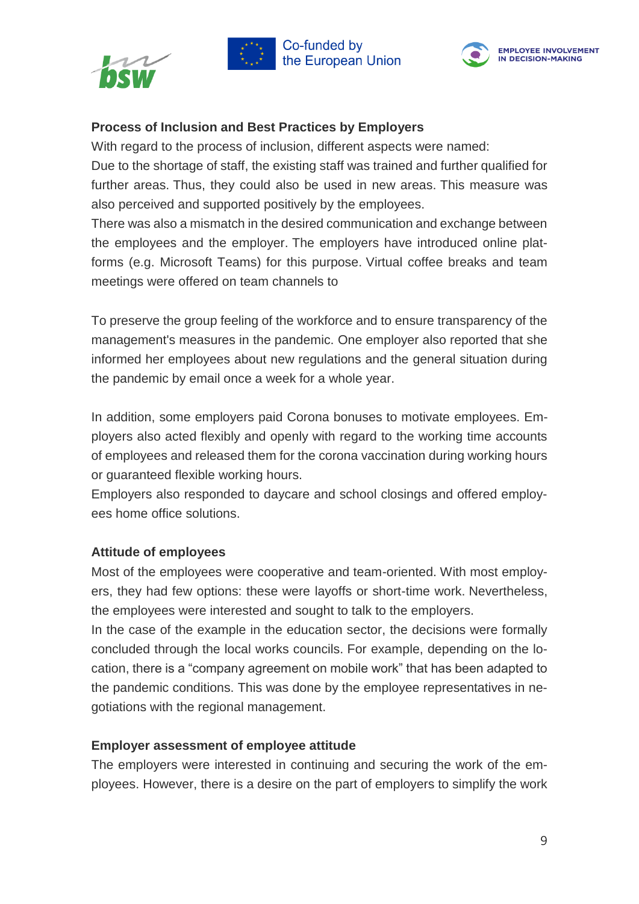**Process of Inclusion and Best Practices by Employers**

With regard to the process of inclusion, different aspects were named:

Due to the shortage of staff, the existing staff was trained and further qualified for further areas. Thus, they could also be used in new areas. This measure was also perceived and supported positively by the employees.

There was also a mismatch in the desired communication and exchange between the employees and the employer. The employers have introduced online platforms (e.g. Microsoft Teams) for this purpose. Virtual coffee breaks and team meetings were offered on team channels to

To preserve the group feeling of the workforce and to ensure transparency of the management's measures in the pandemic. One employer also reported that she informed her employees about new regulations and the general situation during the pandemic by email once a week for a whole year.

In addition, some employers paid Corona bonuses to motivate employees. Employers also acted flexibly and openly with regard to the working time accounts of employees and released them for the corona vaccination during working hours or guaranteed flexible working hours.

Employers also responded to daycare and school closings and offered employees home office solutions.

**Attitude of employees**

Most of the employees were cooperative and team-oriented. With most employers, they had few options: these were layoffs or short-time work. Nevertheless, the employees were interested and sought to talk to the employers.

In the case of the example in the education sector, the decisions were formally concluded through the local works councils. For example, depending on the location, there is a "company agreement on mobile work" that has been adapted to the pandemic conditions. This was done by the employee representatives in negotiations with the regional management.

**Employer assessment of employee attitude**

The employers were interested in continuing and securing the work of the employees. However, there is a desire on the part of employers to simplify the work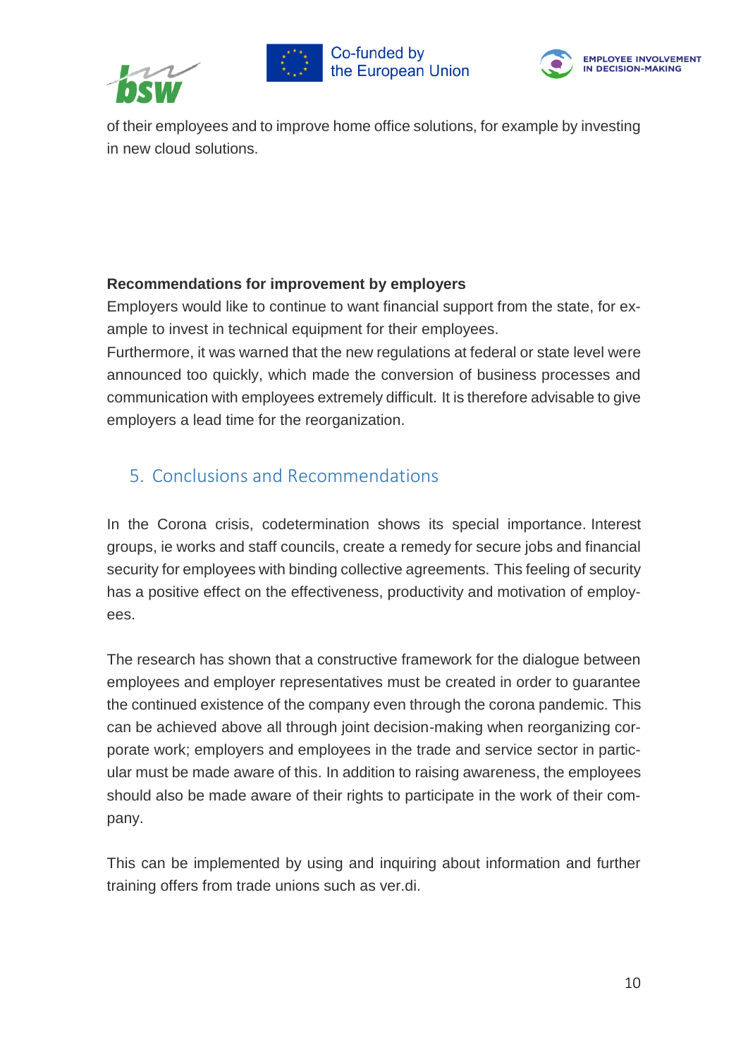of their employees and to improve home office solutions, for example by investing in new cloud solutions.

**Recommendations for improvement by employers**

Employers would like to continue to want financial support from the state, for example to invest in technical equipment for their employees.
Furthermore, it was warned that the new regulations at federal or state level were announced too quickly, which made the conversion of business processes and communication with employees extremely difficult. It is therefore advisable to give employers a lead time for the reorganization.

## 5. Conclusions and Recommendations

In the Corona crisis, codetermination shows its special importance. Interest groups, ie works and staff councils, create a remedy for secure jobs and financial security for employees with binding collective agreements. This feeling of security has a positive effect on the effectiveness, productivity and motivation of employees.

The research has shown that a constructive framework for the dialogue between employees and employer representatives must be created in order to guarantee the continued existence of the company even through the corona pandemic. This can be achieved above all through joint decision-making when reorganizing corporate work; employers and employees in the trade and service sector in particular must be made aware of this. In addition to raising awareness, the employees should also be made aware of their rights to participate in the work of their company.

This can be implemented by using and inquiring about information and further training offers from trade unions such as ver.di.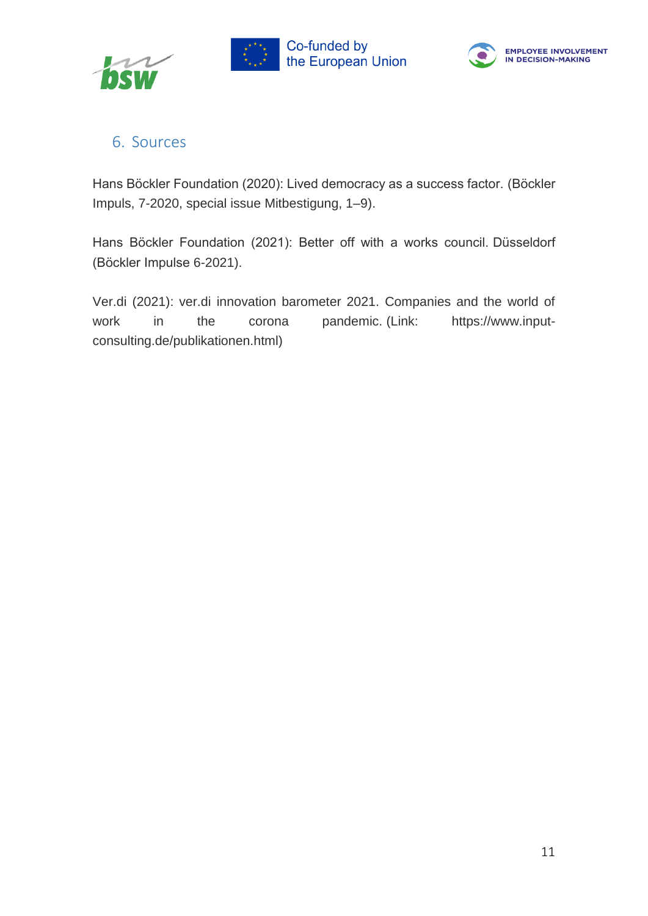## 6. Sources

Hans Böckler Foundation (2020): Lived democracy as a success factor. (Böckler Impuls, 7-2020, special issue Mitbestigung, 1–9).

Hans Böckler Foundation (2021): Better off with a works council. Düsseldorf (Böckler Impulse 6-2021).

Ver.di (2021): ver.di innovation barometer 2021. Companies and the world of work in the corona pandemic. (Link: https://www.input-consulting.de/publikationen.html)